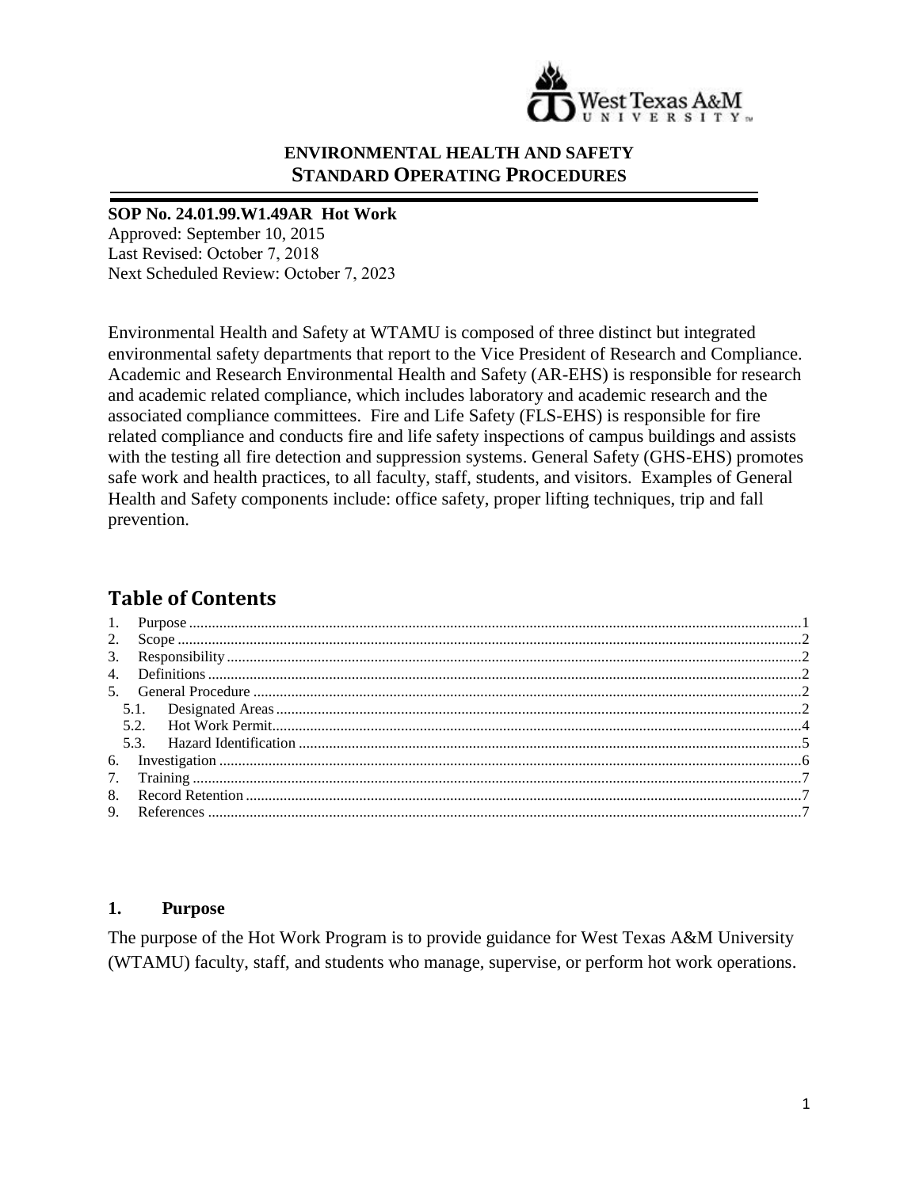**ENVIRONMENTAL HEALTH AND SAFETY**
**STANDARD OPERATING PROCEDURES**

---

**SOP No. 24.01.99.W1.49AR Hot Work**
Approved: September 10, 2015
Last Revised: October 7, 2018
Next Scheduled Review: October 7, 2023

Environmental Health and Safety at WTAMU is composed of three distinct but integrated environmental safety departments that report to the Vice President of Research and Compliance. Academic and Research Environmental Health and Safety (AR-EHS) is responsible for research and academic related compliance, which includes laboratory and academic research and the associated compliance committees. Fire and Life Safety (FLS-EHS) is responsible for fire related compliance and conducts fire and life safety inspections of campus buildings and assists with the testing all fire detection and suppression systems. General Safety (GHS-EHS) promotes safe work and health practices, to all faculty, staff, students, and visitors. Examples of General Health and Safety components include: office safety, proper lifting techniques, trip and fall prevention.

## Table of Contents

1. Purpose ....... 1
2. Scope ....... 2
3. Responsibility ....... 2
4. Definitions ....... 2
5. General Procedure ....... 2
   - 5.1. Designated Areas ....... 2
   - 5.2. Hot Work Permit ....... 4
   - 5.3. Hazard Identification ....... 5
6. Investigation ....... 6
7. Training ....... 7
8. Record Retention ....... 7
9. References ....... 7

## 1. Purpose

The purpose of the Hot Work Program is to provide guidance for West Texas A&M University (WTAMU) faculty, staff, and students who manage, supervise, or perform hot work operations.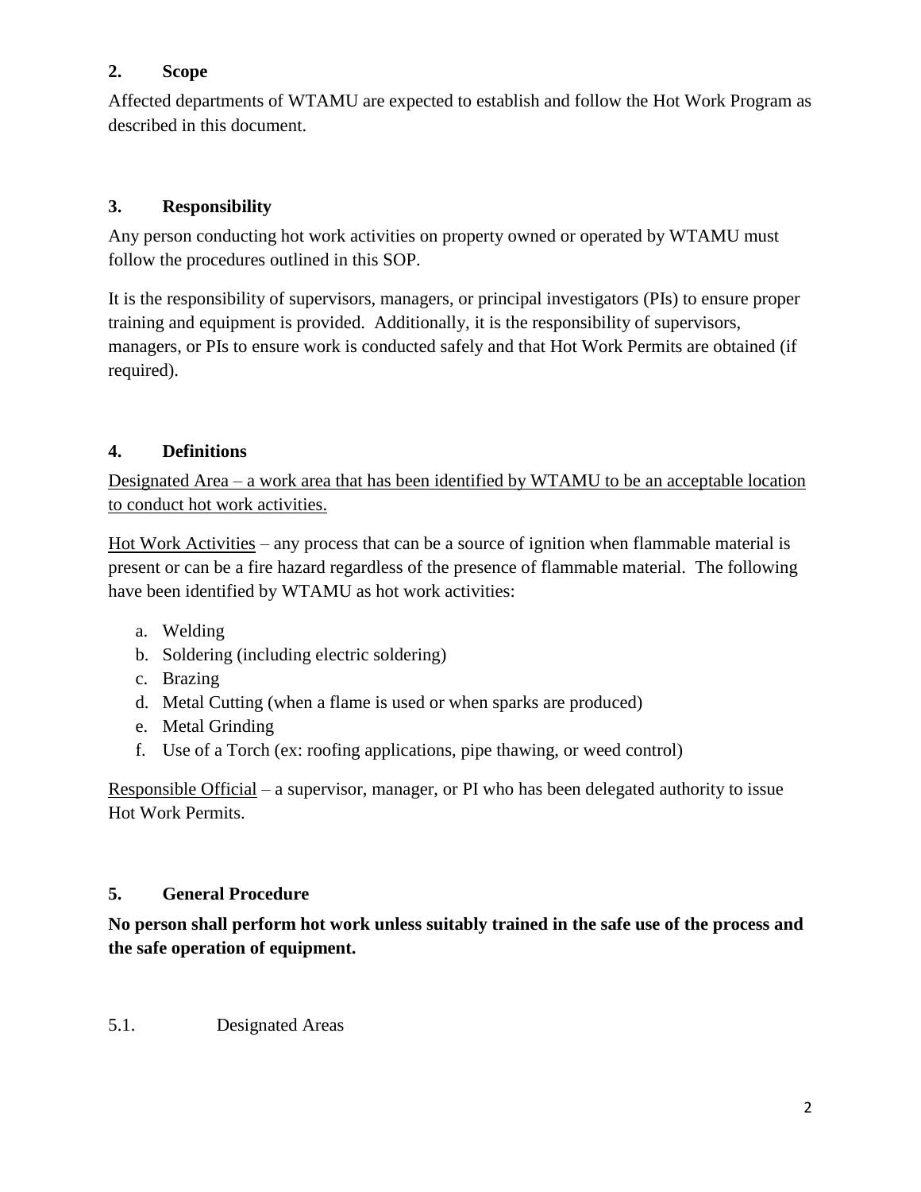## 2. Scope

Affected departments of WTAMU are expected to establish and follow the Hot Work Program as described in this document.

## 3. Responsibility

Any person conducting hot work activities on property owned or operated by WTAMU must follow the procedures outlined in this SOP.

It is the responsibility of supervisors, managers, or principal investigators (PIs) to ensure proper training and equipment is provided. Additionally, it is the responsibility of supervisors, managers, or PIs to ensure work is conducted safely and that Hot Work Permits are obtained (if required).

## 4. Definitions

<u>Designated Area – a work area that has been identified by WTAMU to be an acceptable location to conduct hot work activities.</u>

<u>Hot Work Activities</u> – any process that can be a source of ignition when flammable material is present or can be a fire hazard regardless of the presence of flammable material. The following have been identified by WTAMU as hot work activities:

a. Welding
b. Soldering (including electric soldering)
c. Brazing
d. Metal Cutting (when a flame is used or when sparks are produced)
e. Metal Grinding
f. Use of a Torch (ex: roofing applications, pipe thawing, or weed control)

<u>Responsible Official</u> – a supervisor, manager, or PI who has been delegated authority to issue Hot Work Permits.

## 5. General Procedure

**No person shall perform hot work unless suitably trained in the safe use of the process and the safe operation of equipment.**

### 5.1. Designated Areas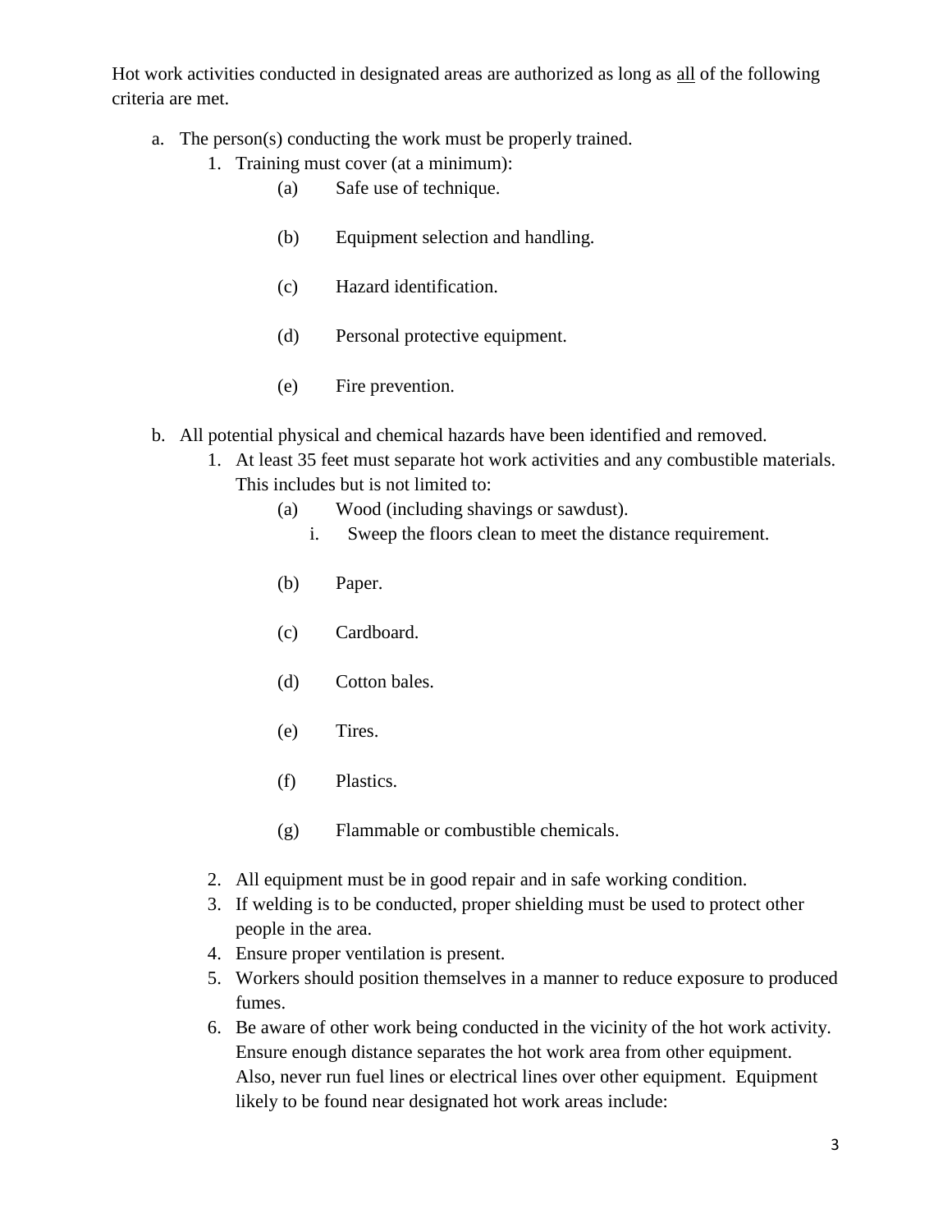Hot work activities conducted in designated areas are authorized as long as <u>all</u> of the following criteria are met.

a. The person(s) conducting the work must be properly trained.
    1. Training must cover (at a minimum):
        - (a) Safe use of technique.
        - (b) Equipment selection and handling.
        - (c) Hazard identification.
        - (d) Personal protective equipment.
        - (e) Fire prevention.

b. All potential physical and chemical hazards have been identified and removed.
    1. At least 35 feet must separate hot work activities and any combustible materials. This includes but is not limited to:
        - (a) Wood (including shavings or sawdust).
            - i. Sweep the floors clean to meet the distance requirement.
        - (b) Paper.
        - (c) Cardboard.
        - (d) Cotton bales.
        - (e) Tires.
        - (f) Plastics.
        - (g) Flammable or combustible chemicals.
    2. All equipment must be in good repair and in safe working condition.
    3. If welding is to be conducted, proper shielding must be used to protect other people in the area.
    4. Ensure proper ventilation is present.
    5. Workers should position themselves in a manner to reduce exposure to produced fumes.
    6. Be aware of other work being conducted in the vicinity of the hot work activity. Ensure enough distance separates the hot work area from other equipment. Also, never run fuel lines or electrical lines over other equipment. Equipment likely to be found near designated hot work areas include: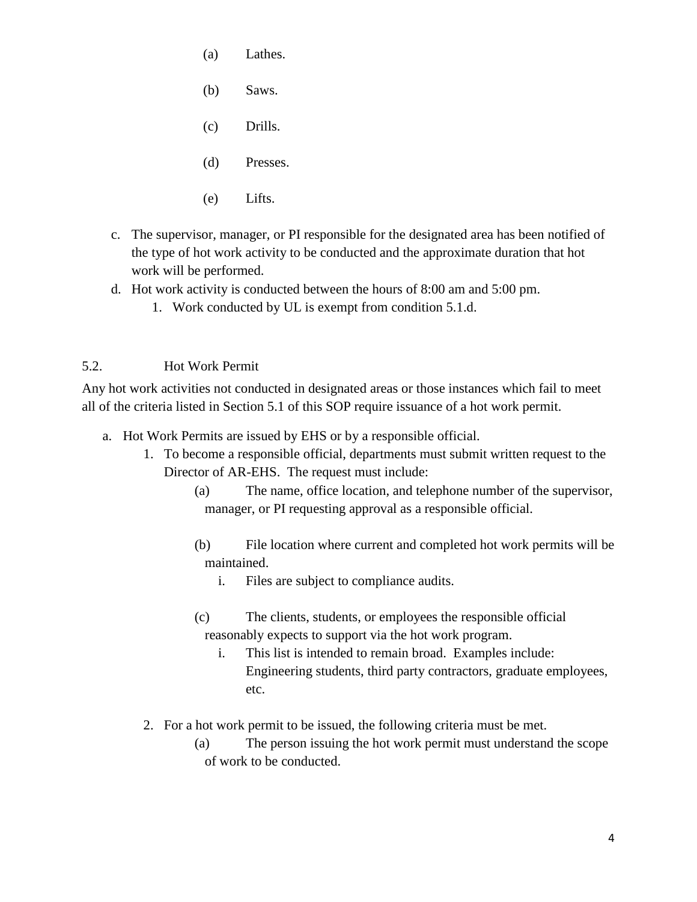- (a) Lathes.
    - (b) Saws.
    - (c) Drills.
    - (d) Presses.
    - (e) Lifts.

c. The supervisor, manager, or PI responsible for the designated area has been notified of the type of hot work activity to be conducted and the approximate duration that hot work will be performed.

d. Hot work activity is conducted between the hours of 8:00 am and 5:00 pm.
   1. Work conducted by UL is exempt from condition 5.1.d.

## 5.2. Hot Work Permit

Any hot work activities not conducted in designated areas or those instances which fail to meet all of the criteria listed in Section 5.1 of this SOP require issuance of a hot work permit.

a. Hot Work Permits are issued by EHS or by a responsible official.
   1. To become a responsible official, departments must submit written request to the Director of AR-EHS. The request must include:
      - (a) The name, office location, and telephone number of the supervisor, manager, or PI requesting approval as a responsible official.
      - (b) File location where current and completed hot work permits will be maintained.
        - i. Files are subject to compliance audits.
      - (c) The clients, students, or employees the responsible official reasonably expects to support via the hot work program.
        - i. This list is intended to remain broad. Examples include: Engineering students, third party contractors, graduate employees, etc.
   2. For a hot work permit to be issued, the following criteria must be met.
      - (a) The person issuing the hot work permit must understand the scope of work to be conducted.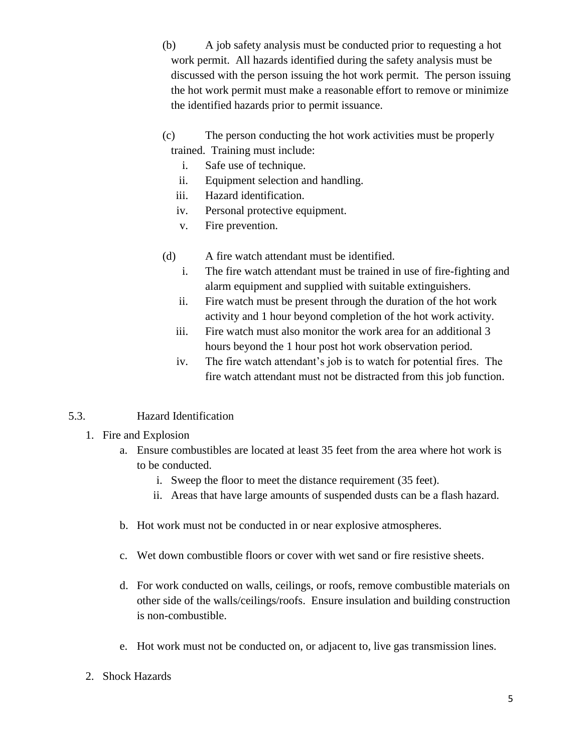(b) A job safety analysis must be conducted prior to requesting a hot work permit. All hazards identified during the safety analysis must be discussed with the person issuing the hot work permit. The person issuing the hot work permit must make a reasonable effort to remove or minimize the identified hazards prior to permit issuance.

(c) The person conducting the hot work activities must be properly trained. Training must include:

  i. Safe use of technique.
  ii. Equipment selection and handling.
  iii. Hazard identification.
  iv. Personal protective equipment.
  v. Fire prevention.

(d) A fire watch attendant must be identified.

  i. The fire watch attendant must be trained in use of fire-fighting and alarm equipment and supplied with suitable extinguishers.
  ii. Fire watch must be present through the duration of the hot work activity and 1 hour beyond completion of the hot work activity.
  iii. Fire watch must also monitor the work area for an additional 3 hours beyond the 1 hour post hot work observation period.
  iv. The fire watch attendant's job is to watch for potential fires. The fire watch attendant must not be distracted from this job function.

## 5.3. Hazard Identification

1. Fire and Explosion
    a. Ensure combustibles are located at least 35 feet from the area where hot work is to be conducted.
        i. Sweep the floor to meet the distance requirement (35 feet).
        ii. Areas that have large amounts of suspended dusts can be a flash hazard.

    b. Hot work must not be conducted in or near explosive atmospheres.

    c. Wet down combustible floors or cover with wet sand or fire resistive sheets.

    d. For work conducted on walls, ceilings, or roofs, remove combustible materials on other side of the walls/ceilings/roofs. Ensure insulation and building construction is non-combustible.

    e. Hot work must not be conducted on, or adjacent to, live gas transmission lines.

2. Shock Hazards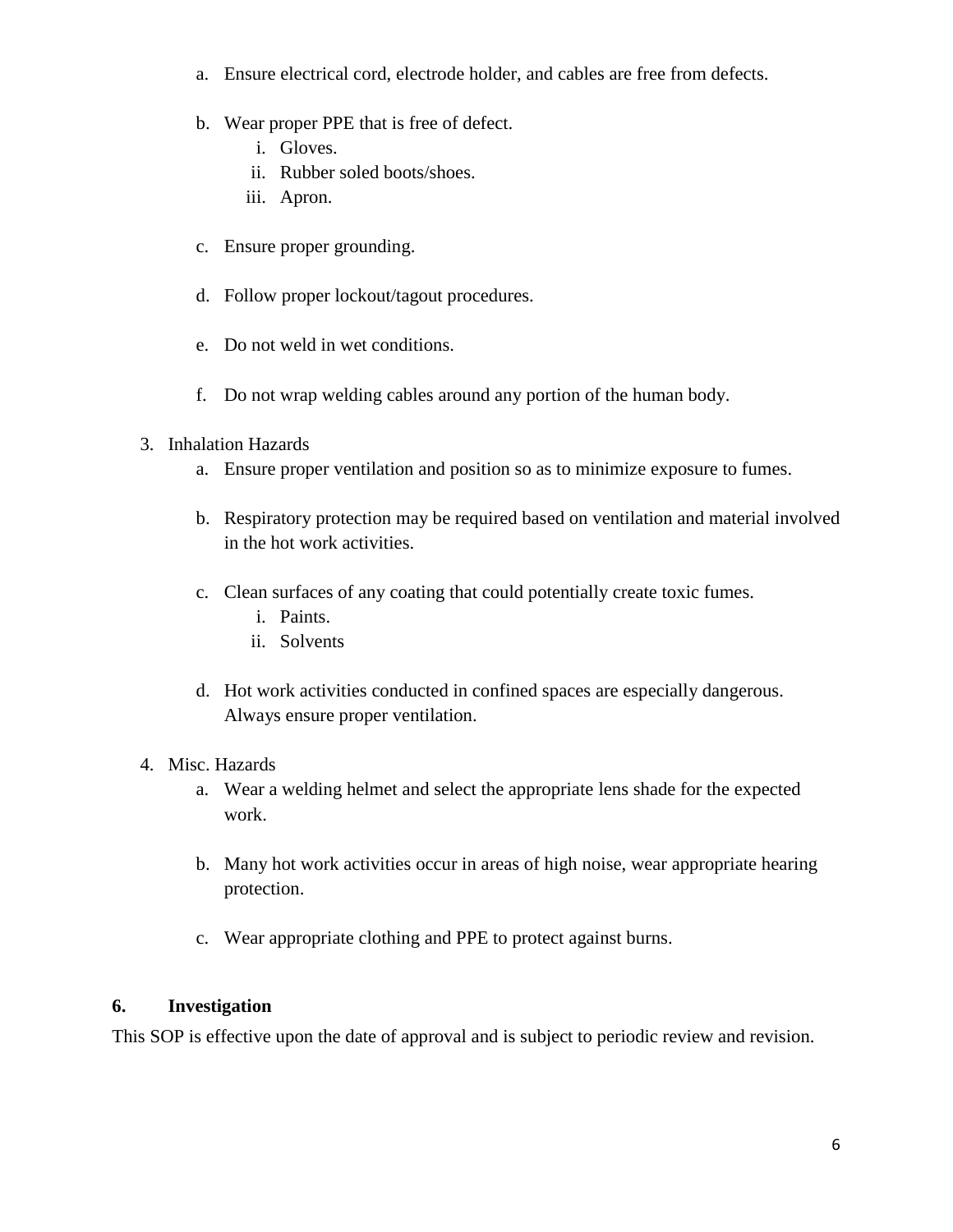a. Ensure electrical cord, electrode holder, and cables are free from defects.

b. Wear proper PPE that is free of defect.
   i. Gloves.
   ii. Rubber soled boots/shoes.
   iii. Apron.

c. Ensure proper grounding.

d. Follow proper lockout/tagout procedures.

e. Do not weld in wet conditions.

f. Do not wrap welding cables around any portion of the human body.

3. Inhalation Hazards
   a. Ensure proper ventilation and position so as to minimize exposure to fumes.

   b. Respiratory protection may be required based on ventilation and material involved in the hot work activities.

   c. Clean surfaces of any coating that could potentially create toxic fumes.
      i. Paints.
      ii. Solvents

   d. Hot work activities conducted in confined spaces are especially dangerous. Always ensure proper ventilation.

4. Misc. Hazards
   a. Wear a welding helmet and select the appropriate lens shade for the expected work.

   b. Many hot work activities occur in areas of high noise, wear appropriate hearing protection.

   c. Wear appropriate clothing and PPE to protect against burns.

## 6. Investigation

This SOP is effective upon the date of approval and is subject to periodic review and revision.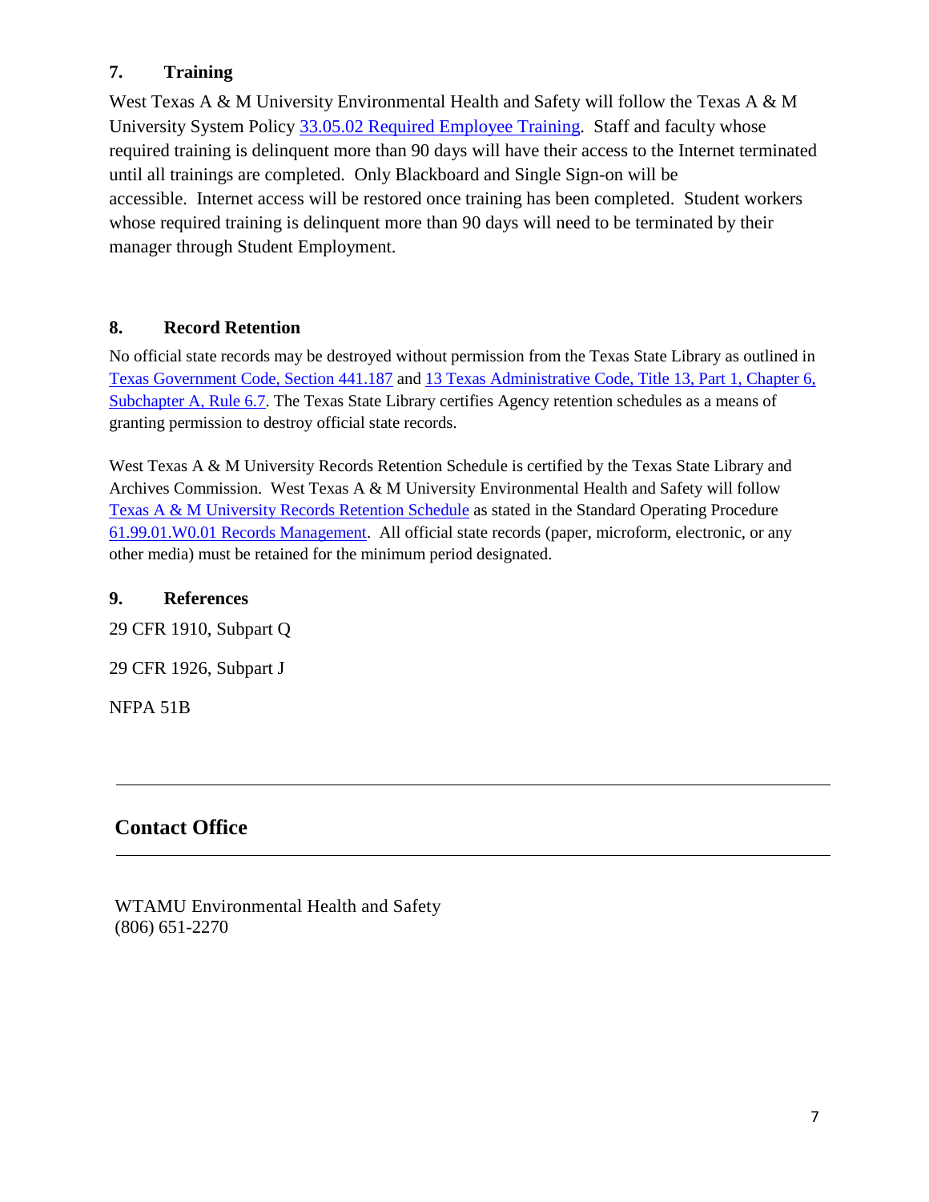## 7. Training

West Texas A & M University Environmental Health and Safety will follow the Texas A & M University System Policy 33.05.02 Required Employee Training. Staff and faculty whose required training is delinquent more than 90 days will have their access to the Internet terminated until all trainings are completed. Only Blackboard and Single Sign-on will be accessible. Internet access will be restored once training has been completed. Student workers whose required training is delinquent more than 90 days will need to be terminated by their manager through Student Employment.

## 8. Record Retention

No official state records may be destroyed without permission from the Texas State Library as outlined in Texas Government Code, Section 441.187 and 13 Texas Administrative Code, Title 13, Part 1, Chapter 6, Subchapter A, Rule 6.7. The Texas State Library certifies Agency retention schedules as a means of granting permission to destroy official state records.

West Texas A & M University Records Retention Schedule is certified by the Texas State Library and Archives Commission. West Texas A & M University Environmental Health and Safety will follow Texas A & M University Records Retention Schedule as stated in the Standard Operating Procedure 61.99.01.W0.01 Records Management. All official state records (paper, microform, electronic, or any other media) must be retained for the minimum period designated.

## 9. References

29 CFR 1910, Subpart Q

29 CFR 1926, Subpart J

NFPA 51B

---

## Contact Office

---

WTAMU Environmental Health and Safety
(806) 651-2270